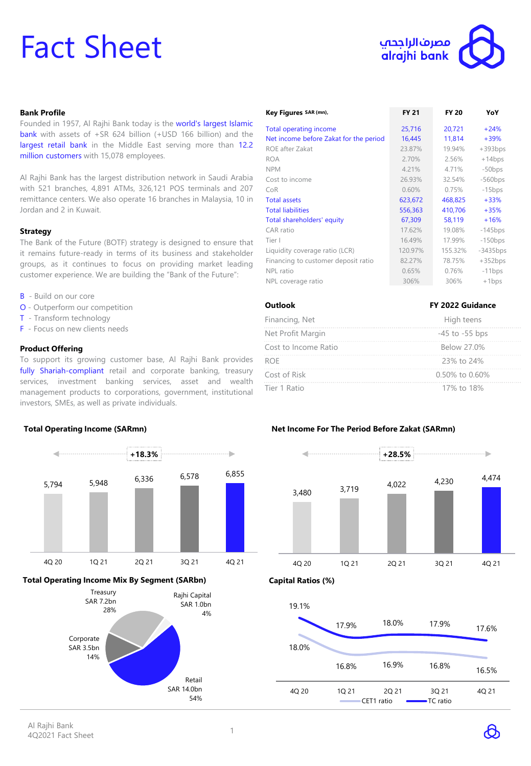# Fact Sheet

مصرف الراجحي
alrajhi bank

## Bank Profile

Founded in 1957, Al Rajhi Bank today is the world's largest Islamic bank with assets of +SR 624 billion (+USD 166 billion) and the largest retail bank in the Middle East serving more than 12.2 million customers with 15,078 employees.

Al Rajhi Bank has the largest distribution network in Saudi Arabia with 521 branches, 4,891 ATMs, 326,121 POS terminals and 207 remittance centers. We also operate 16 branches in Malaysia, 10 in Jordan and 2 in Kuwait.

## Strategy

The Bank of the Future (BOTF) strategy is designed to ensure that it remains future-ready in terms of its business and stakeholder groups, as it continues to focus on providing market leading customer experience. We are building the "Bank of the Future":

- B - Build on our core
- O - Outperform our competition
- T - Transform technology
- F - Focus on new clients needs

## Product Offering

To support its growing customer base, Al Rajhi Bank provides fully Shariah-compliant retail and corporate banking, treasury services, investment banking services, asset and wealth management products to corporations, government, institutional investors, SMEs, as well as private individuals.

## Key Figures SAR (mn),

| Key Figures SAR (mn), | FY 21 | FY 20 | YoY |
|---|---|---|---|
| Total operating income | 25,716 | 20,721 | +24% |
| Net income before Zakat for the period | 16,445 | 11,814 | +39% |
| ROE after Zakat | 23.87% | 19.94% | +393bps |
| ROA | 2.70% | 2.56% | +14bps |
| NPM | 4.21% | 4.71% | -50bps |
| Cost to income | 26.93% | 32.54% | -560bps |
| CoR | 0.60% | 0.75% | -15bps |
| Total assets | 623,672 | 468,825 | +33% |
| Total liabilities | 556,363 | 410,706 | +35% |
| Total shareholders' equity | 67,309 | 58,119 | +16% |
| CAR ratio | 17.62% | 19.08% | -145bps |
| Tier I | 16.49% | 17.99% | -150bps |
| Liquidity coverage ratio (LCR) | 120.97% | 155.32% | -3435bps |
| Financing to customer deposit ratio | 82.27% | 78.75% | +352bps |
| NPL ratio | 0.65% | 0.76% | -11bps |
| NPL coverage ratio | 306% | 306% | +1bps |

## Outlook

| Outlook | FY 2022 Guidance |
|---|---|
| Financing, Net | High teens |
| Net Profit Margin | -45 to -55 bps |
| Cost to Income Ratio | Below 27.0% |
| ROE | 23% to 24% |
| Cost of Risk | 0.50% to 0.60% |
| Tier 1 Ratio | 17% to 18% |

## Total Operating Income (SARmn)

+18.3%

| 4Q 20 | 1Q 21 | 2Q 21 | 3Q 21 | 4Q 21 |
|---|---|---|---|---|
| 5,794 | 5,948 | 6,336 | 6,578 | 6,855 |

## Net Income For The Period Before Zakat (SARmn)

+28.5%

| 4Q 20 | 1Q 21 | 2Q 21 | 3Q 21 | 4Q 21 |
|---|---|---|---|---|
| 3,480 | 3,719 | 4,022 | 4,230 | 4,474 |

## Total Operating Income Mix By Segment (SARbn)

| Segment | SAR bn | Share |
|---|---|---|
| Retail | SAR 14.0bn | 54% |
| Treasury | SAR 7.2bn | 28% |
| Corporate | SAR 3.5bn | 14% |
| Rajhi Capital | SAR 1.0bn | 4% |

## Capital Ratios (%)

| | 4Q 20 | 1Q 21 | 2Q 21 | 3Q 21 | 4Q 21 |
|---|---|---|---|---|---|
| TC ratio | 19.1% | 17.9% | 18.0% | 17.9% | 17.6% |
| CET1 ratio | 18.0% | 16.8% | 16.9% | 16.8% | 16.5% |

Al Rajhi Bank
4Q2021 Fact Sheet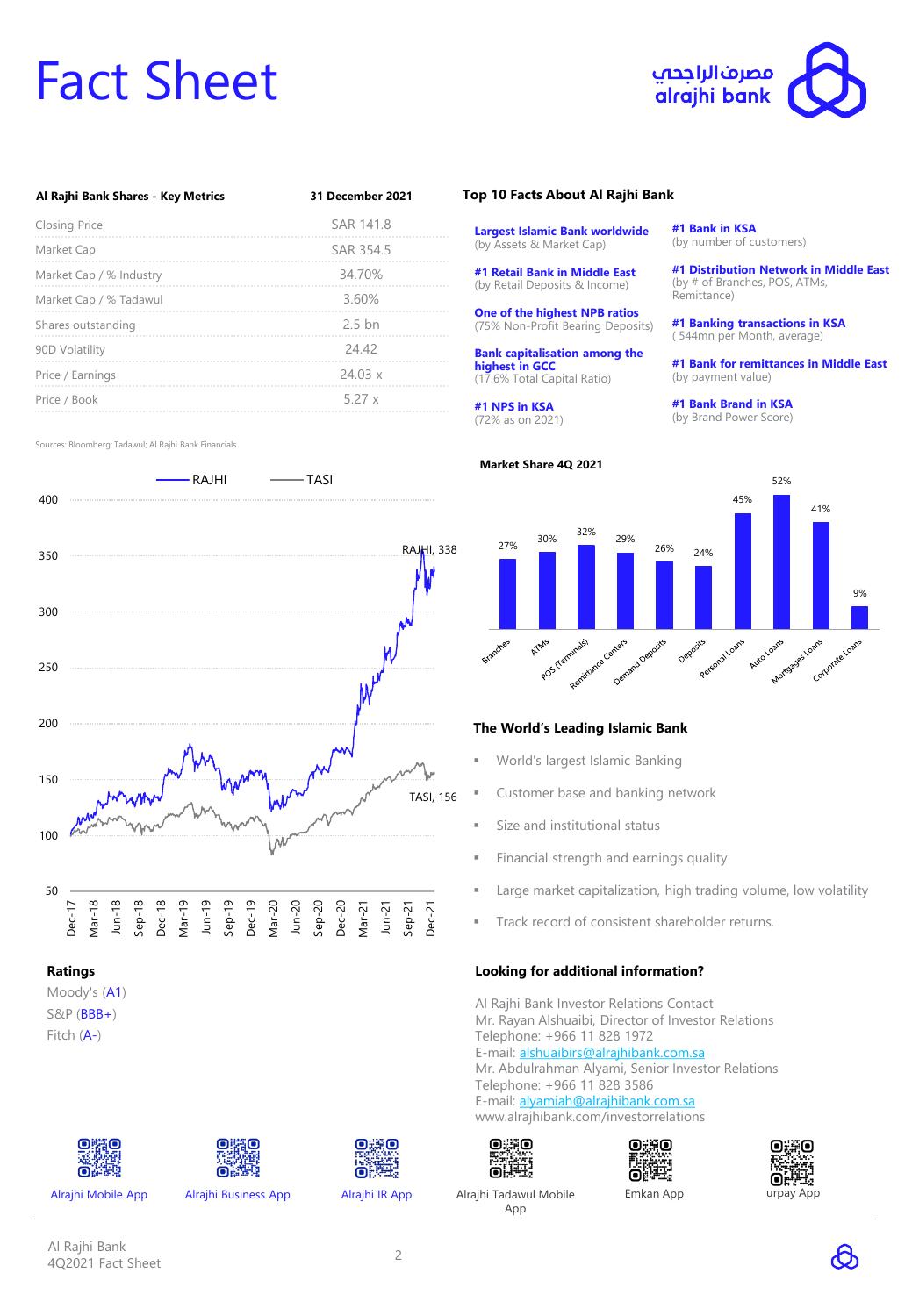# Fact Sheet

مصرف الراجحي
alrajhi bank

| Al Rajhi Bank Shares - Key Metrics | 31 December 2021 |
|---|---|
| Closing Price | SAR 141.8 |
| Market Cap | SAR 354.5 |
| Market Cap / % Industry | 34.70% |
| Market Cap / % Tadawul | 3.60% |
| Shares outstanding | 2.5 bn |
| 90D Volatility | 24.42 |
| Price / Earnings | 24.03 x |
| Price / Book | 5.27 x |

Sources: Bloomberg; Tadawul; Al Rajhi Bank Financials

RAJHI
TASI
400
350
300
250
200
150
100
50
RAJHI, 338
TASI, 156
Dec-17
Mar-18
Jun-18
Sep-18
Dec-18
Mar-19
Jun-19
Sep-19
Dec-19
Mar-20
Jun-20
Sep-20
Dec-20
Mar-21
Jun-21
Sep-21
Dec-21

## Top 10 Facts About Al Rajhi Bank

**Largest Islamic Bank worldwide**
(by Assets & Market Cap)

**#1 Bank in KSA**
(by number of customers)

**#1 Retail Bank in Middle East**
(by Retail Deposits & Income)

**#1 Distribution Network in Middle East**
(by # of Branches, POS, ATMs, Remittance)

**One of the highest NPB ratios**
(75% Non-Profit Bearing Deposits)

**#1 Banking transactions in KSA**
( 544mn per Month, average)

**Bank capitalisation among the highest in GCC**
(17.6% Total Capital Ratio)

**#1 Bank for remittances in Middle East**
(by payment value)

**#1 NPS in KSA**
(72% as on 2021)

**#1 Bank Brand in KSA**
(by Brand Power Score)

### Market Share 4Q 2021

27%
30%
32%
29%
26%
24%
45%
52%
41%
9%
Branches
ATMs
POS (Terminals)
Remittance Centers
Demand Deposits
Deposits
Personal Loans
Auto Loans
Mortgages Loans
Corporate Loans

### The World's Leading Islamic Bank

- World's largest Islamic Banking
- Customer base and banking network
- Size and institutional status
- Financial strength and earnings quality
- Large market capitalization, high trading volume, low volatility
- Track record of consistent shareholder returns.

### Ratings

Moody's (A1)
S&P (BBB+)
Fitch (A-)

### Looking for additional information?

Al Rajhi Bank Investor Relations Contact
Mr. Rayan Alshuaibi, Director of Investor Relations
Telephone: +966 11 828 1972
E-mail: alshuaibirs@alrajhibank.com.sa
Mr. Abdulrahman Alyami, Senior Investor Relations
Telephone: +966 11 828 3586
E-mail: alyamiah@alrajhibank.com.sa
www.alrajhibank.com/investorrelations

Alrajhi Mobile App | Alrajhi Business App | Alrajhi IR App | Alrajhi Tadawul Mobile App | Emkan App | urpay App

Al Rajhi Bank
4Q2021 Fact Sheet